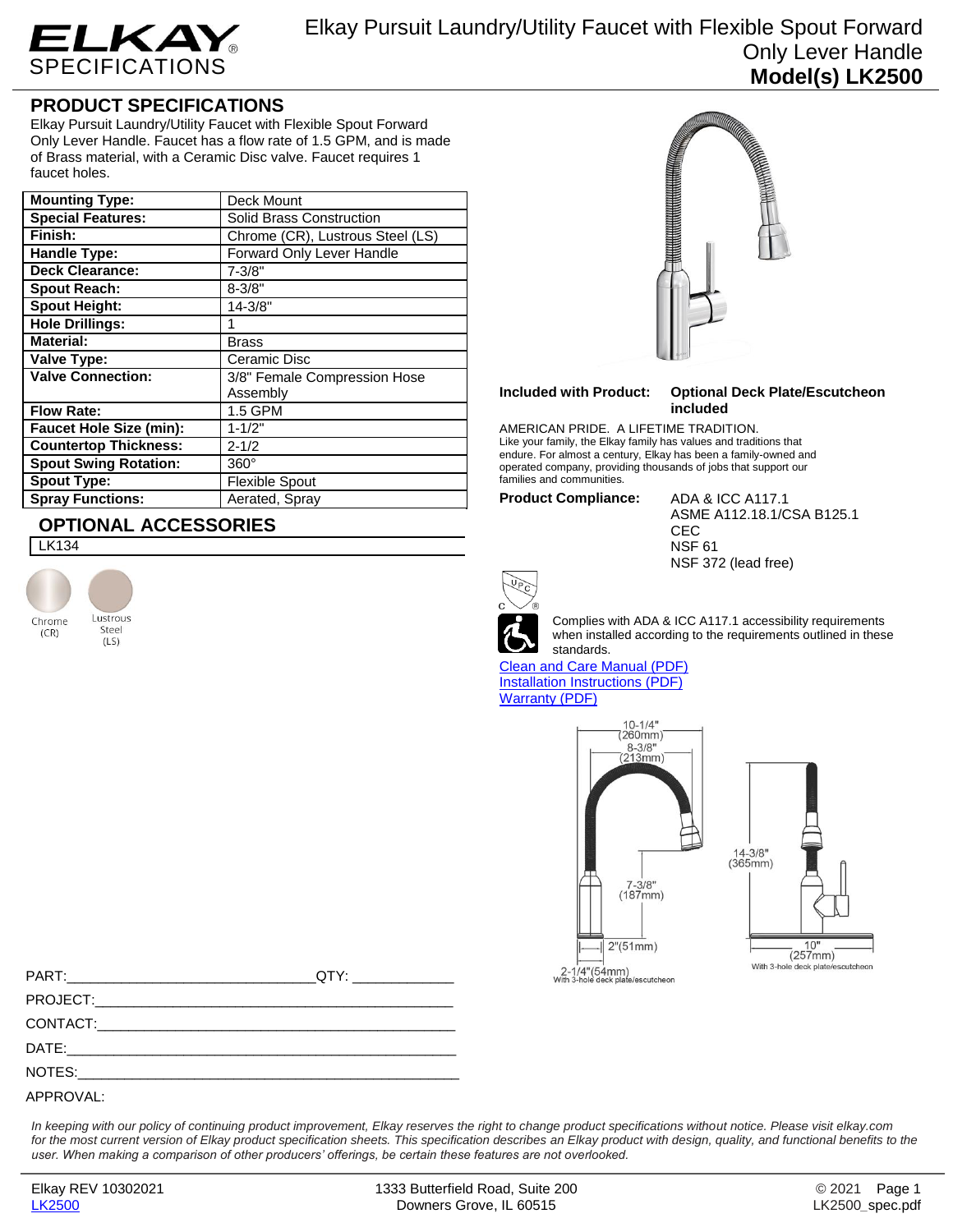# ELKAY SPECIFICATIONS

# Elkay Pursuit Laundry/Utility Faucet with Flexible Spout Forward Only Lever Handle
**Model(s) LK2500**

## PRODUCT SPECIFICATIONS

Elkay Pursuit Laundry/Utility Faucet with Flexible Spout Forward Only Lever Handle. Faucet has a flow rate of 1.5 GPM, and is made of Brass material, with a Ceramic Disc valve. Faucet requires 1 faucet holes.

| **Mounting Type:** | Deck Mount |
|---|---|
| **Special Features:** | Solid Brass Construction |
| **Finish:** | Chrome (CR), Lustrous Steel (LS) |
| **Handle Type:** | Forward Only Lever Handle |
| **Deck Clearance:** | 7-3/8" |
| **Spout Reach:** | 8-3/8" |
| **Spout Height:** | 14-3/8" |
| **Hole Drillings:** | 1 |
| **Material:** | Brass |
| **Valve Type:** | Ceramic Disc |
| **Valve Connection:** | 3/8" Female Compression Hose Assembly |
| **Flow Rate:** | 1.5 GPM |
| **Faucet Hole Size (min):** | 1-1/2" |
| **Countertop Thickness:** | 2-1/2 |
| **Spout Swing Rotation:** | 360° |
| **Spout Type:** | Flexible Spout |
| **Spray Functions:** | Aerated, Spray |

## OPTIONAL ACCESSORIES

LK134

Chrome (CR)

Lustrous Steel (LS)

**Included with Product:** **Optional Deck Plate/Escutcheon included**

AMERICAN PRIDE. A LIFETIME TRADITION.
Like your family, the Elkay family has values and traditions that endure. For almost a century, Elkay has been a family-owned and operated company, providing thousands of jobs that support our families and communities.

**Product Compliance:**
ADA & ICC A117.1
ASME A112.18.1/CSA B125.1
CEC
NSF 61
NSF 372 (lead free)

Complies with ADA & ICC A117.1 accessibility requirements when installed according to the requirements outlined in these standards.

[Clean and Care Manual (PDF)]
[Installation Instructions (PDF)]
[Warranty (PDF)]

10-1/4" (260mm)
8-3/8" (213mm)
7-3/8" (187mm)
2"(51mm)
2-1/4"(54mm) With 3-hole deck plate/escutcheon
14-3/8" (365mm)
10" (257mm) With 3-hole deck plate/escutcheon

PART:________________________________QTY: _____________

PROJECT:_______________________________________________

CONTACT:_______________________________________________

DATE:__________________________________________________

NOTES:_________________________________________________

APPROVAL:

*In keeping with our policy of continuing product improvement, Elkay reserves the right to change product specifications without notice. Please visit elkay.com for the most current version of Elkay product specification sheets. This specification describes an Elkay product with design, quality, and functional benefits to the user. When making a comparison of other producers' offerings, be certain these features are not overlooked.*

Elkay REV 10302021
LK2500

1333 Butterfield Road, Suite 200
Downers Grove, IL 60515

© 2021
LK2500_spec.pdf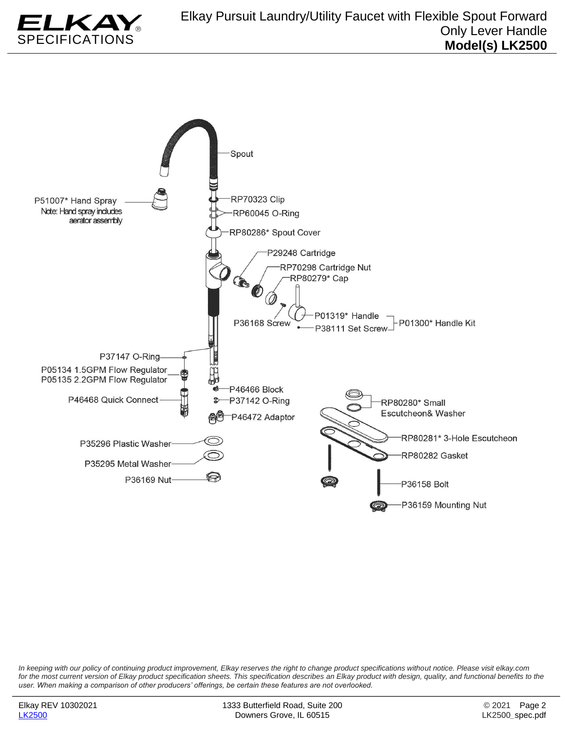# Elkay Pursuit Laundry/Utility Faucet with Flexible Spout Forward Only Lever Handle

**Model(s) LK2500**

Spout

P51007* Hand Spray
Note: Hand spray includes aerator assembly

RP70323 Clip

RP60045 O-Ring

RP80286* Spout Cover

P29248 Cartridge

RP70298 Cartridge Nut

RP80279* Cap

P36168 Screw

P01319* Handle

P38111 Set Screw

P01300* Handle Kit

P37147 O-Ring

P05134 1.5GPM Flow Regulator
P05135 2.2GPM Flow Regulator

P46468 Quick Connect

P46466 Block

P37142 O-Ring

P46472 Adaptor

RP80280* Small Escutcheon& Washer

RP80281* 3-Hole Escutcheon

RP80282 Gasket

P35296 Plastic Washer

P35295 Metal Washer

P36169 Nut

P36158 Bolt

P36159 Mounting Nut

*In keeping with our policy of continuing product improvement, Elkay reserves the right to change product specifications without notice. Please visit elkay.com for the most current version of Elkay product specification sheets. This specification describes an Elkay product with design, quality, and functional benefits to the user. When making a comparison of other producers' offerings, be certain these features are not overlooked.*

Elkay REV 10302021
LK2500

1333 Butterfield Road, Suite 200
Downers Grove, IL 60515

© 2021
LK2500_spec.pdf